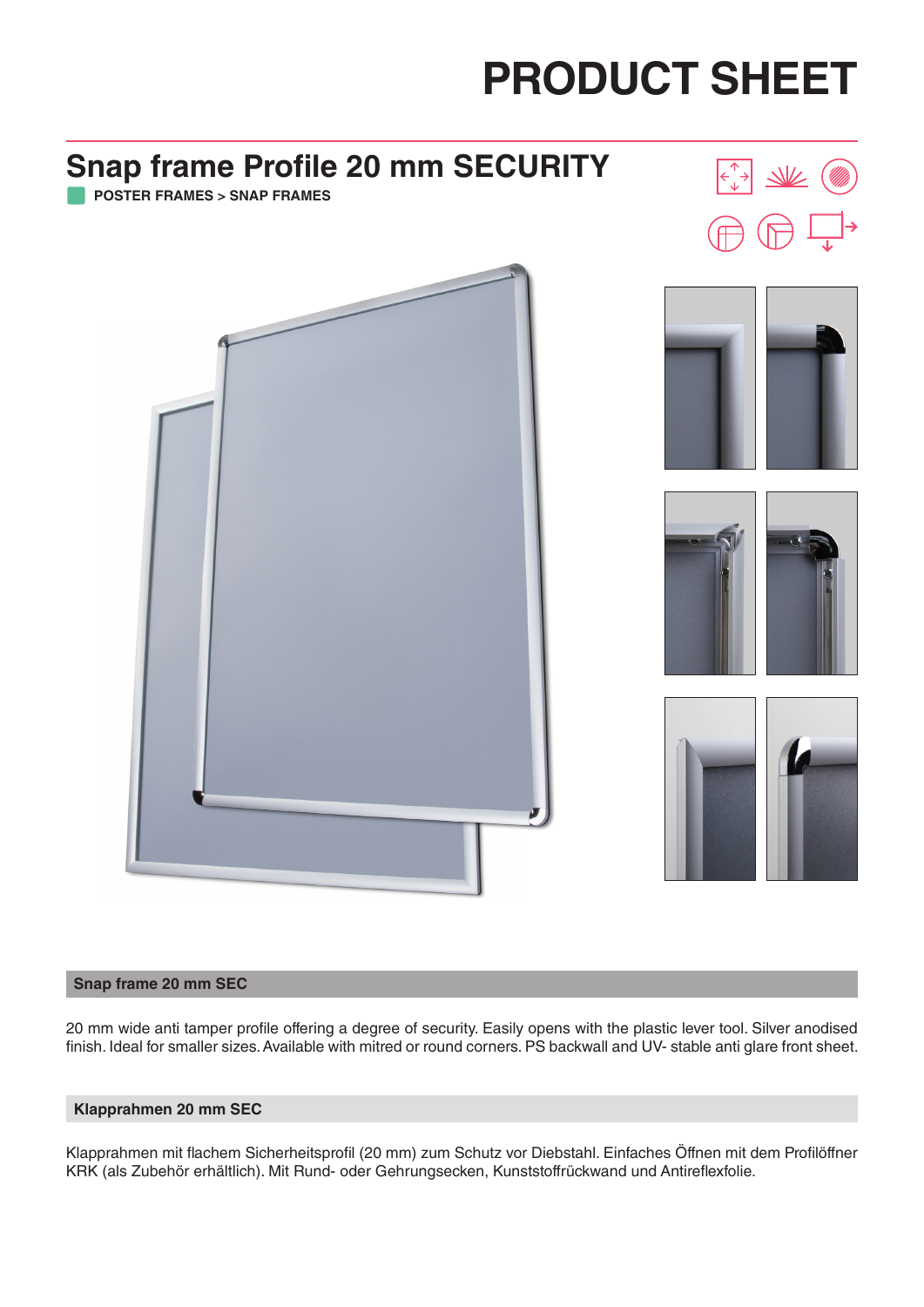# PRODUCT SHEET

## Snap frame Profile 20 mm SECURITY

**POSTER FRAMES > SNAP FRAMES**

### Snap frame 20 mm SEC

20 mm wide anti tamper profile offering a degree of security. Easily opens with the plastic lever tool. Silver anodised finish. Ideal for smaller sizes. Available with mitred or round corners. PS backwall and UV- stable anti glare front sheet.

### Klapprahmen 20 mm SEC

Klapprahmen mit flachem Sicherheitsprofil (20 mm) zum Schutz vor Diebstahl. Einfaches Öffnen mit dem Profilöffner KRK (als Zubehör erhältlich). Mit Rund- oder Gehrungsecken, Kunststoffrückwand und Antireflexfolie.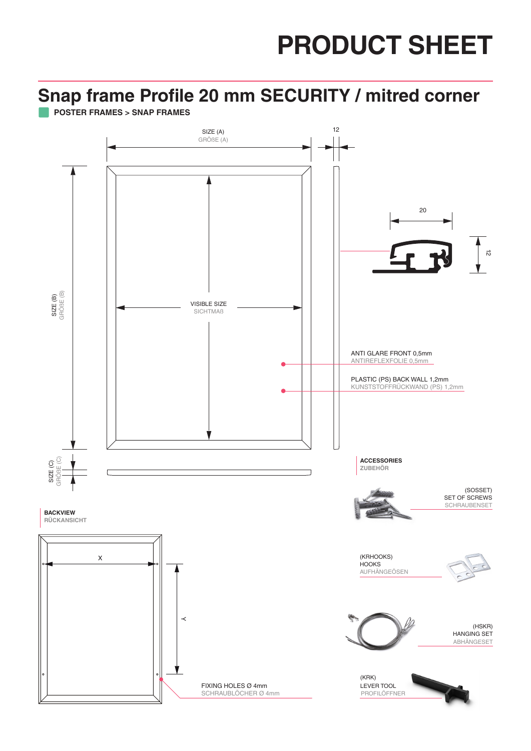# PRODUCT SHEET

## Snap frame Profile 20 mm SECURITY / mitred corner

**POSTER FRAMES > SNAP FRAMES**

SIZE (A)
GRÖßE (A)

12

20

12

SIZE (B)
GRÖßE (B)

VISIBLE SIZE
SICHTMAß

ANTI GLARE FRONT 0,5mm
ANTIREFLEXFOLIE 0,5mm

PLASTIC (PS) BACK WALL 1,2mm
KUNSTSTOFFRÜCKWAND (PS) 1,2mm

SIZE (C)
GRÖßE (C)

**ACCESSORIES**
**ZUBEHÖR**

(SOSSET)
SET OF SCREWS
SCHRAUBENSET

**BACKVIEW**
**RÜCKANSICHT**

X

Y

(KRHOOKS)
HOOKS
AUFHÄNGEÖSEN

(HSKR)
HANGING SET
ABHÄNGESET

FIXING HOLES Ø 4mm
SCHRAUBLÖCHER Ø 4mm

(KRK)
LEVER TOOL
PROFILÖFFNER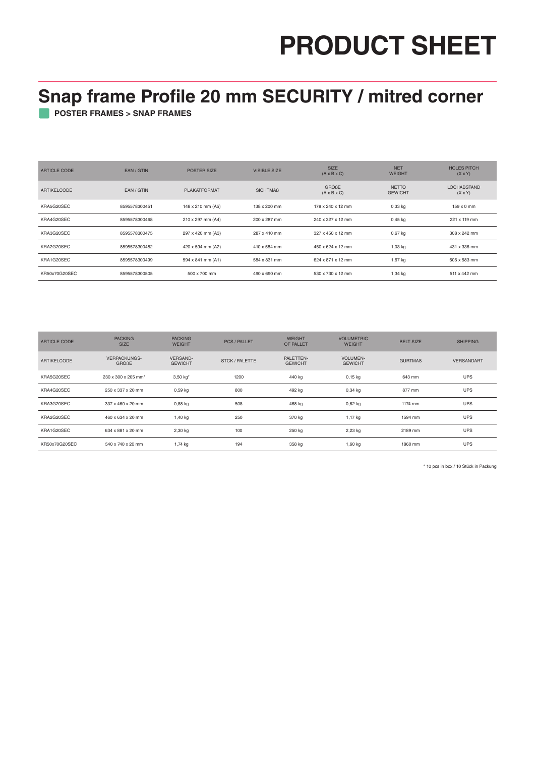# PRODUCT SHEET

## Snap frame Profile 20 mm SECURITY / mitred corner

**POSTER FRAMES > SNAP FRAMES**

| ARTICLE CODE | EAN / GTIN | POSTER SIZE | VISIBLE SIZE | SIZE (A x B x C) | NET WEIGHT | HOLES PITCH (X x Y) |
|---|---|---|---|---|---|---|
| ARTIKELCODE | EAN / GTIN | PLAKATFORMAT | SICHTMAß | GRÖßE (A x B x C) | NETTO GEWICHT | LOCHABSTAND (X x Y) |
| KRA5G20SEC | 8595578300451 | 148 x 210 mm (A5) | 138 x 200 mm | 178 x 240 x 12 mm | 0,33 kg | 159 x 0 mm |
| KRA4G20SEC | 8595578300468 | 210 x 297 mm (A4) | 200 x 287 mm | 240 x 327 x 12 mm | 0,45 kg | 221 x 119 mm |
| KRA3G20SEC | 8595578300475 | 297 x 420 mm (A3) | 287 x 410 mm | 327 x 450 x 12 mm | 0,67 kg | 308 x 242 mm |
| KRA2G20SEC | 8595578300482 | 420 x 594 mm (A2) | 410 x 584 mm | 450 x 624 x 12 mm | 1,03 kg | 431 x 336 mm |
| KRA1G20SEC | 8595578300499 | 594 x 841 mm (A1) | 584 x 831 mm | 624 x 871 x 12 mm | 1,67 kg | 605 x 583 mm |
| KR50x70G20SEC | 8595578300505 | 500 x 700 mm | 490 x 690 mm | 530 x 730 x 12 mm | 1,34 kg | 511 x 442 mm |

| ARTICLE CODE | PACKING SIZE | PACKING WEIGHT | PCS / PALLET | WEIGHT OF PALLET | VOLUMETRIC WEIGHT | BELT SIZE | SHIPPING |
|---|---|---|---|---|---|---|---|
| ARTIKELCODE | VERPACKUNGS-GRÖßE | VERSAND-GEWICHT | STCK / PALETTE | PALETTEN-GEWICHT | VOLUMEN-GEWICHT | GURTMAß | VERSANDART |
| KRA5G20SEC | 230 x 300 x 205 mm* | 3,50 kg* | 1200 | 440 kg | 0,15 kg | 643 mm | UPS |
| KRA4G20SEC | 250 x 337 x 20 mm | 0,59 kg | 800 | 492 kg | 0,34 kg | 877 mm | UPS |
| KRA3G20SEC | 337 x 460 x 20 mm | 0,88 kg | 508 | 468 kg | 0,62 kg | 1174 mm | UPS |
| KRA2G20SEC | 460 x 634 x 20 mm | 1,40 kg | 250 | 370 kg | 1,17 kg | 1594 mm | UPS |
| KRA1G20SEC | 634 x 881 x 20 mm | 2,30 kg | 100 | 250 kg | 2,23 kg | 2189 mm | UPS |
| KR50x70G20SEC | 540 x 740 x 20 mm | 1,74 kg | 194 | 358 kg | 1,60 kg | 1860 mm | UPS |

\* 10 pcs in box / 10 Stück in Packung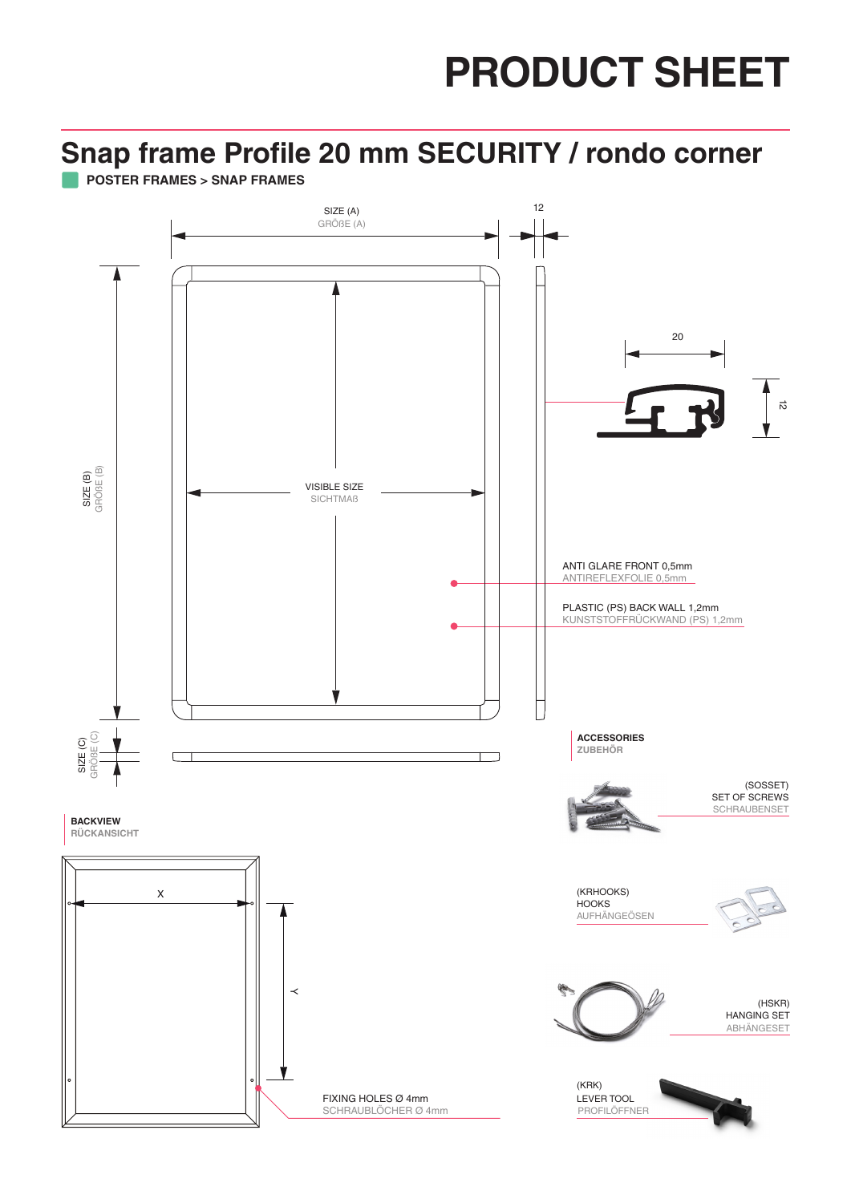# PRODUCT SHEET

## Snap frame Profile 20 mm SECURITY / rondo corner

**POSTER FRAMES > SNAP FRAMES**

SIZE (A)
GRÖßE (A)

12

20

12

SIZE (B)
GRÖßE (B)

VISIBLE SIZE
SICHTMAß

ANTI GLARE FRONT 0,5mm
ANTIREFLEXFOLIE 0,5mm

PLASTIC (PS) BACK WALL 1,2mm
KUNSTSTOFFRÜCKWAND (PS) 1,2mm

SIZE (C)
GRÖßE (C)

**ACCESSORIES**
**ZUBEHÖR**

(SOSSET)
SET OF SCREWS
SCHRAUBENSET

**BACKVIEW**
**RÜCKANSICHT**

X

Y

(KRHOOKS)
HOOKS
AUFHÄNGEÖSEN

(HSKR)
HANGING SET
ABHÄNGESET

FIXING HOLES Ø 4mm
SCHRAUBLÖCHER Ø 4mm

(KRK)
LEVER TOOL
PROFILÖFFNER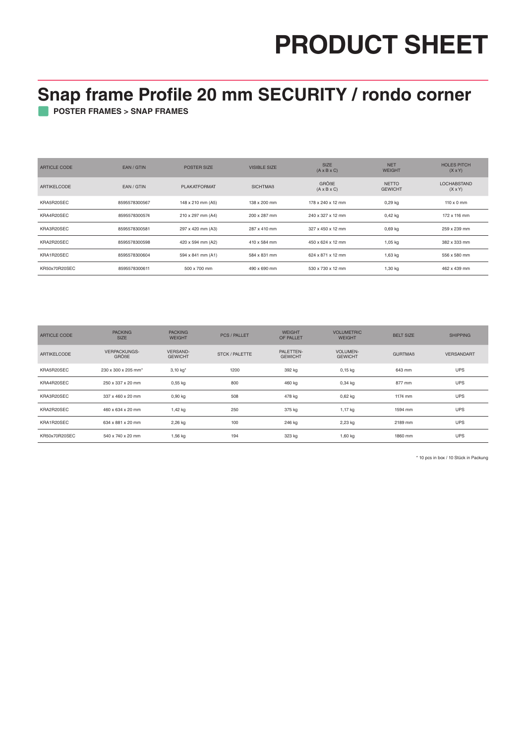# PRODUCT SHEET

## Snap frame Profile 20 mm SECURITY / rondo corner

**POSTER FRAMES > SNAP FRAMES**

| ARTICLE CODE | EAN / GTIN | POSTER SIZE | VISIBLE SIZE | SIZE (A x B x C) | NET WEIGHT | HOLES PITCH (X x Y) |
|---|---|---|---|---|---|---|
| ARTIKELCODE | EAN / GTIN | PLAKATFORMAT | SICHTMAß | GRÖßE (A x B x C) | NETTO GEWICHT | LOCHABSTAND (X x Y) |
| KRA5R20SEC | 8595578300567 | 148 x 210 mm (A5) | 138 x 200 mm | 178 x 240 x 12 mm | 0,29 kg | 110 x 0 mm |
| KRA4R20SEC | 8595578300574 | 210 x 297 mm (A4) | 200 x 287 mm | 240 x 327 x 12 mm | 0,42 kg | 172 x 116 mm |
| KRA3R20SEC | 8595578300581 | 297 x 420 mm (A3) | 287 x 410 mm | 327 x 450 x 12 mm | 0,69 kg | 259 x 239 mm |
| KRA2R20SEC | 8595578300598 | 420 x 594 mm (A2) | 410 x 584 mm | 450 x 624 x 12 mm | 1,05 kg | 382 x 333 mm |
| KRA1R20SEC | 8595578300604 | 594 x 841 mm (A1) | 584 x 831 mm | 624 x 871 x 12 mm | 1,63 kg | 556 x 580 mm |
| KR50x70R20SEC | 8595578300611 | 500 x 700 mm | 490 x 690 mm | 530 x 730 x 12 mm | 1,30 kg | 462 x 439 mm |

| ARTICLE CODE | PACKING SIZE | PACKING WEIGHT | PCS / PALLET | WEIGHT OF PALLET | VOLUMETRIC WEIGHT | BELT SIZE | SHIPPING |
|---|---|---|---|---|---|---|---|
| ARTIKELCODE | VERPACKUNGS-GRÖßE | VERSAND-GEWICHT | STCK / PALETTE | PALETTEN-GEWICHT | VOLUMEN-GEWICHT | GURTMAß | VERSANDART |
| KRA5R20SEC | 230 x 300 x 205 mm* | 3,10 kg* | 1200 | 392 kg | 0,15 kg | 643 mm | UPS |
| KRA4R20SEC | 250 x 337 x 20 mm | 0,55 kg | 800 | 460 kg | 0,34 kg | 877 mm | UPS |
| KRA3R20SEC | 337 x 460 x 20 mm | 0,90 kg | 508 | 478 kg | 0,62 kg | 1174 mm | UPS |
| KRA2R20SEC | 460 x 634 x 20 mm | 1,42 kg | 250 | 375 kg | 1,17 kg | 1594 mm | UPS |
| KRA1R20SEC | 634 x 881 x 20 mm | 2,26 kg | 100 | 246 kg | 2,23 kg | 2189 mm | UPS |
| KR50x70R20SEC | 540 x 740 x 20 mm | 1,56 kg | 194 | 323 kg | 1,60 kg | 1860 mm | UPS |

* 10 pcs in box / 10 Stück in Packung